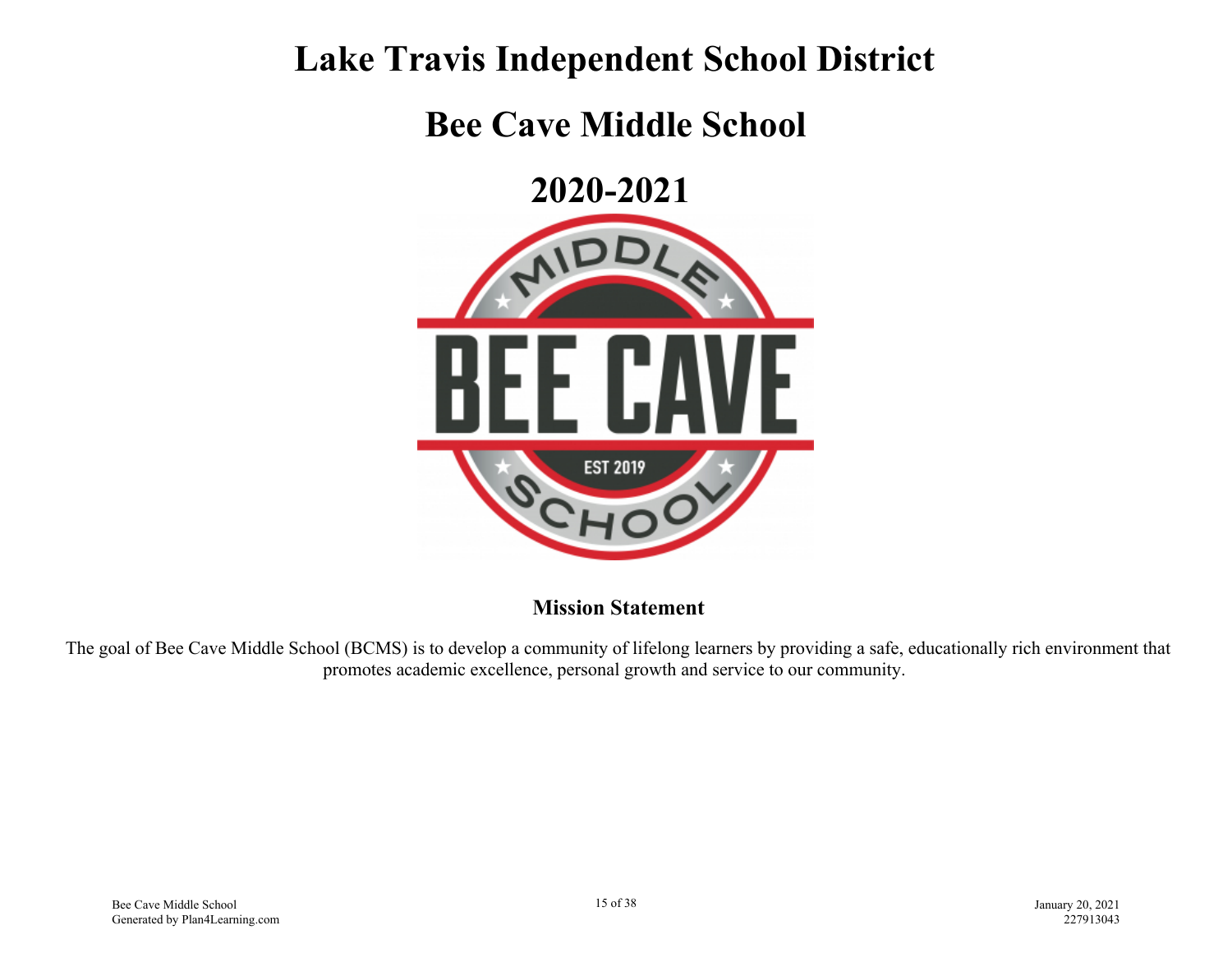# Lake Travis Independent School District

# Bee Cave Middle School

# 2020-2021

## Mission Statement

The goal of Bee Cave Middle School (BCMS) is to develop a community of lifelong learners by providing a safe, educationally rich environment that promotes academic excellence, personal growth and service to our community.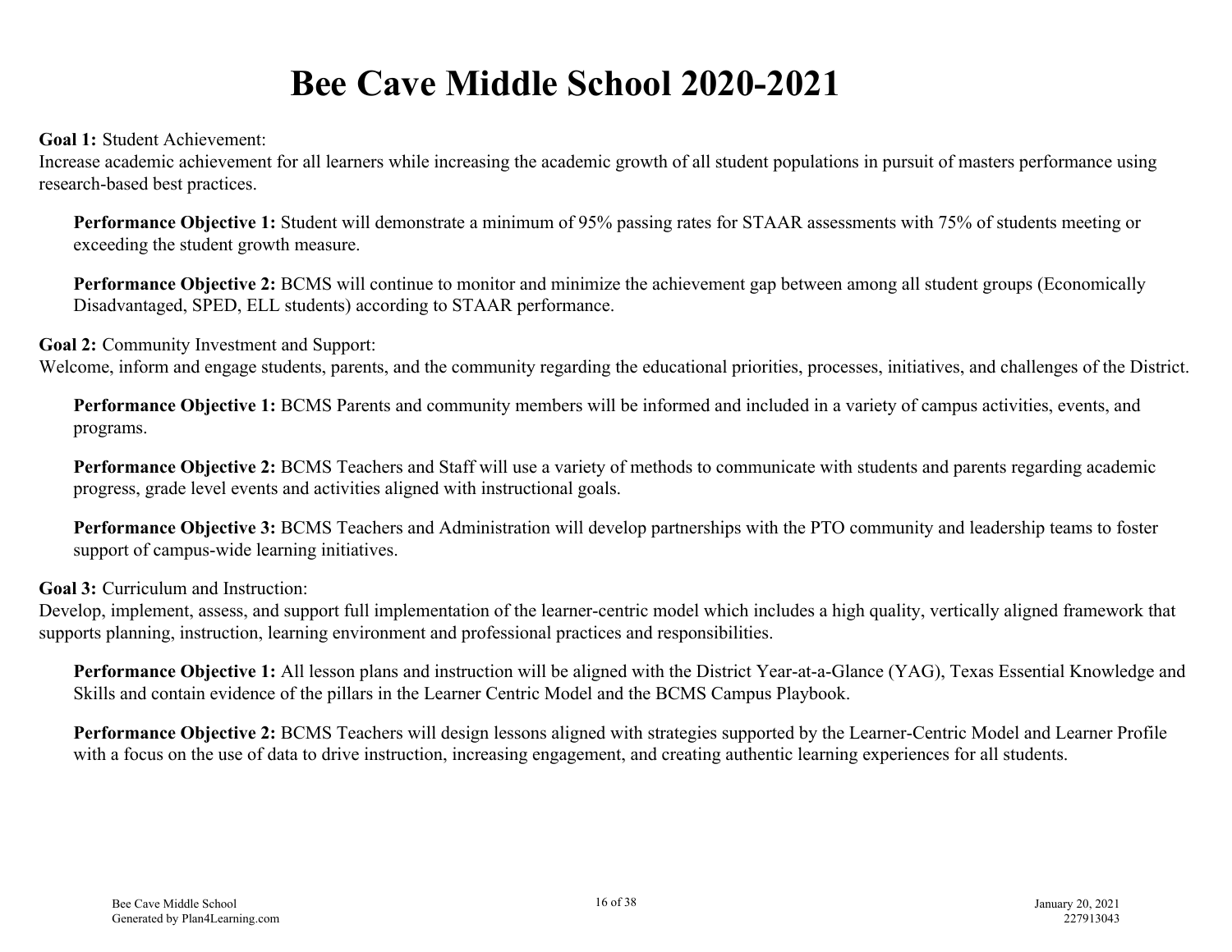# Bee Cave Middle School 2020-2021

**Goal 1:** Student Achievement:
Increase academic achievement for all learners while increasing the academic growth of all student populations in pursuit of masters performance using research-based best practices.

**Performance Objective 1:** Student will demonstrate a minimum of 95% passing rates for STAAR assessments with 75% of students meeting or exceeding the student growth measure.

**Performance Objective 2:** BCMS will continue to monitor and minimize the achievement gap between among all student groups (Economically Disadvantaged, SPED, ELL students) according to STAAR performance.

**Goal 2:** Community Investment and Support:
Welcome, inform and engage students, parents, and the community regarding the educational priorities, processes, initiatives, and challenges of the District.

**Performance Objective 1:** BCMS Parents and community members will be informed and included in a variety of campus activities, events, and programs.

**Performance Objective 2:** BCMS Teachers and Staff will use a variety of methods to communicate with students and parents regarding academic progress, grade level events and activities aligned with instructional goals.

**Performance Objective 3:** BCMS Teachers and Administration will develop partnerships with the PTO community and leadership teams to foster support of campus-wide learning initiatives.

**Goal 3:** Curriculum and Instruction:
Develop, implement, assess, and support full implementation of the learner-centric model which includes a high quality, vertically aligned framework that supports planning, instruction, learning environment and professional practices and responsibilities.

**Performance Objective 1:** All lesson plans and instruction will be aligned with the District Year-at-a-Glance (YAG), Texas Essential Knowledge and Skills and contain evidence of the pillars in the Learner Centric Model and the BCMS Campus Playbook.

**Performance Objective 2:** BCMS Teachers will design lessons aligned with strategies supported by the Learner-Centric Model and Learner Profile with a focus on the use of data to drive instruction, increasing engagement, and creating authentic learning experiences for all students.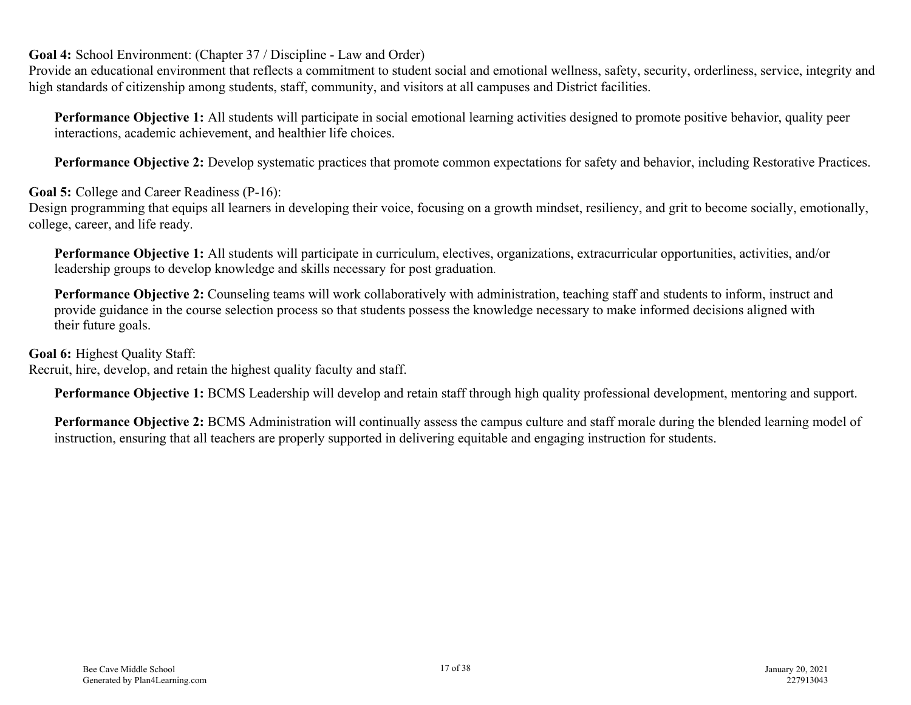**Goal 4:** School Environment: (Chapter 37 / Discipline - Law and Order)
Provide an educational environment that reflects a commitment to student social and emotional wellness, safety, security, orderliness, service, integrity and high standards of citizenship among students, staff, community, and visitors at all campuses and District facilities.

**Performance Objective 1:** All students will participate in social emotional learning activities designed to promote positive behavior, quality peer interactions, academic achievement, and healthier life choices.

**Performance Objective 2:** Develop systematic practices that promote common expectations for safety and behavior, including Restorative Practices.

**Goal 5:** College and Career Readiness (P-16):
Design programming that equips all learners in developing their voice, focusing on a growth mindset, resiliency, and grit to become socially, emotionally, college, career, and life ready.

**Performance Objective 1:** All students will participate in curriculum, electives, organizations, extracurricular opportunities, activities, and/or leadership groups to develop knowledge and skills necessary for post graduation.

**Performance Objective 2:** Counseling teams will work collaboratively with administration, teaching staff and students to inform, instruct and provide guidance in the course selection process so that students possess the knowledge necessary to make informed decisions aligned with their future goals.

**Goal 6:** Highest Quality Staff:
Recruit, hire, develop, and retain the highest quality faculty and staff.

**Performance Objective 1:** BCMS Leadership will develop and retain staff through high quality professional development, mentoring and support.

**Performance Objective 2:** BCMS Administration will continually assess the campus culture and staff morale during the blended learning model of instruction, ensuring that all teachers are properly supported in delivering equitable and engaging instruction for students.